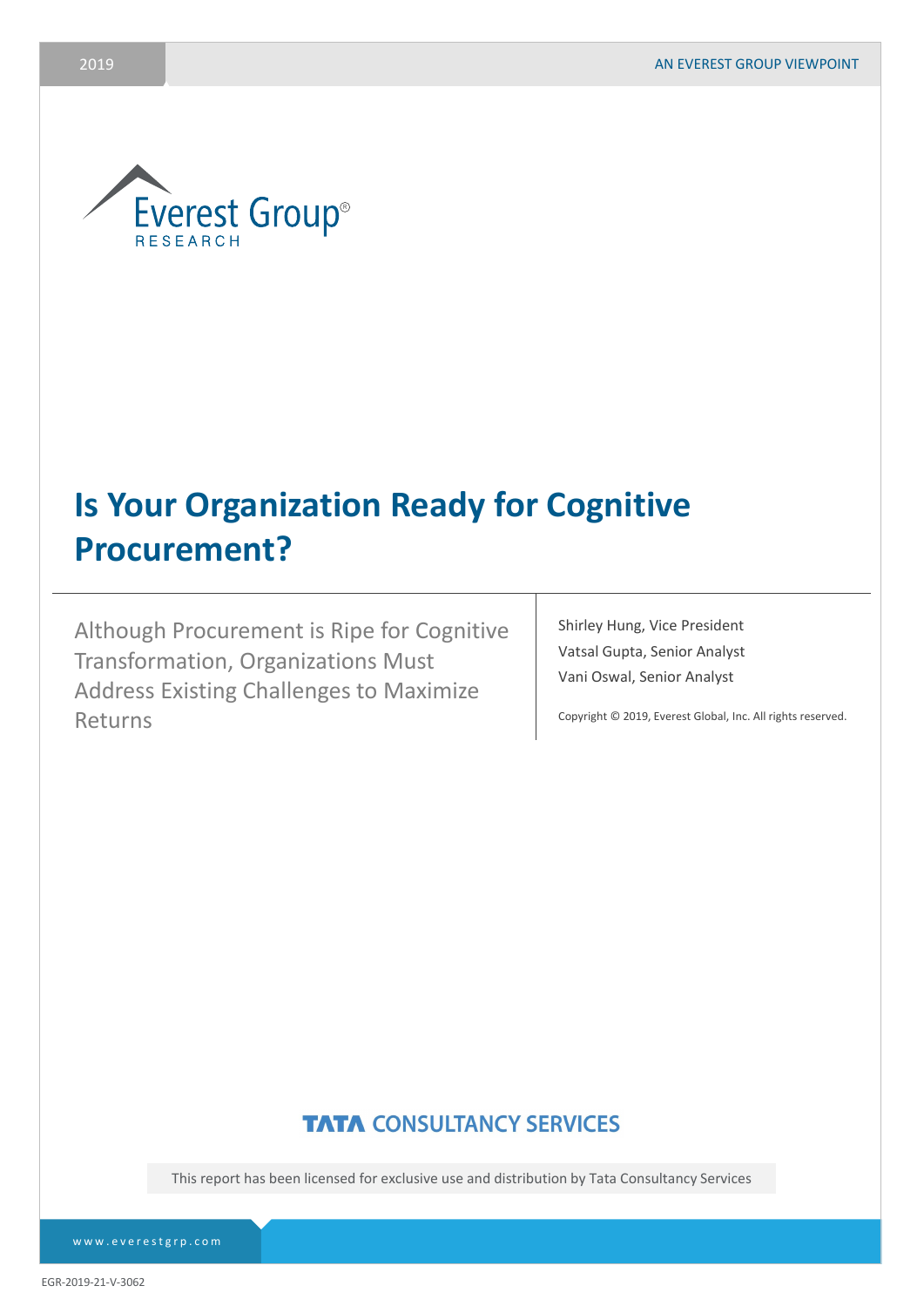2019

AN EVEREST GROUP VIEWPOINT

Everest Group®
RESEARCH

# Is Your Organization Ready for Cognitive Procurement?

Although Procurement is Ripe for Cognitive Transformation, Organizations Must Address Existing Challenges to Maximize Returns

Shirley Hung, Vice President
Vatsal Gupta, Senior Analyst
Vani Oswal, Senior Analyst

Copyright © 2019, Everest Global, Inc. All rights reserved.

TATA CONSULTANCY SERVICES

This report has been licensed for exclusive use and distribution by Tata Consultancy Services

www.everestgrp.com

EGR-2019-21-V-3062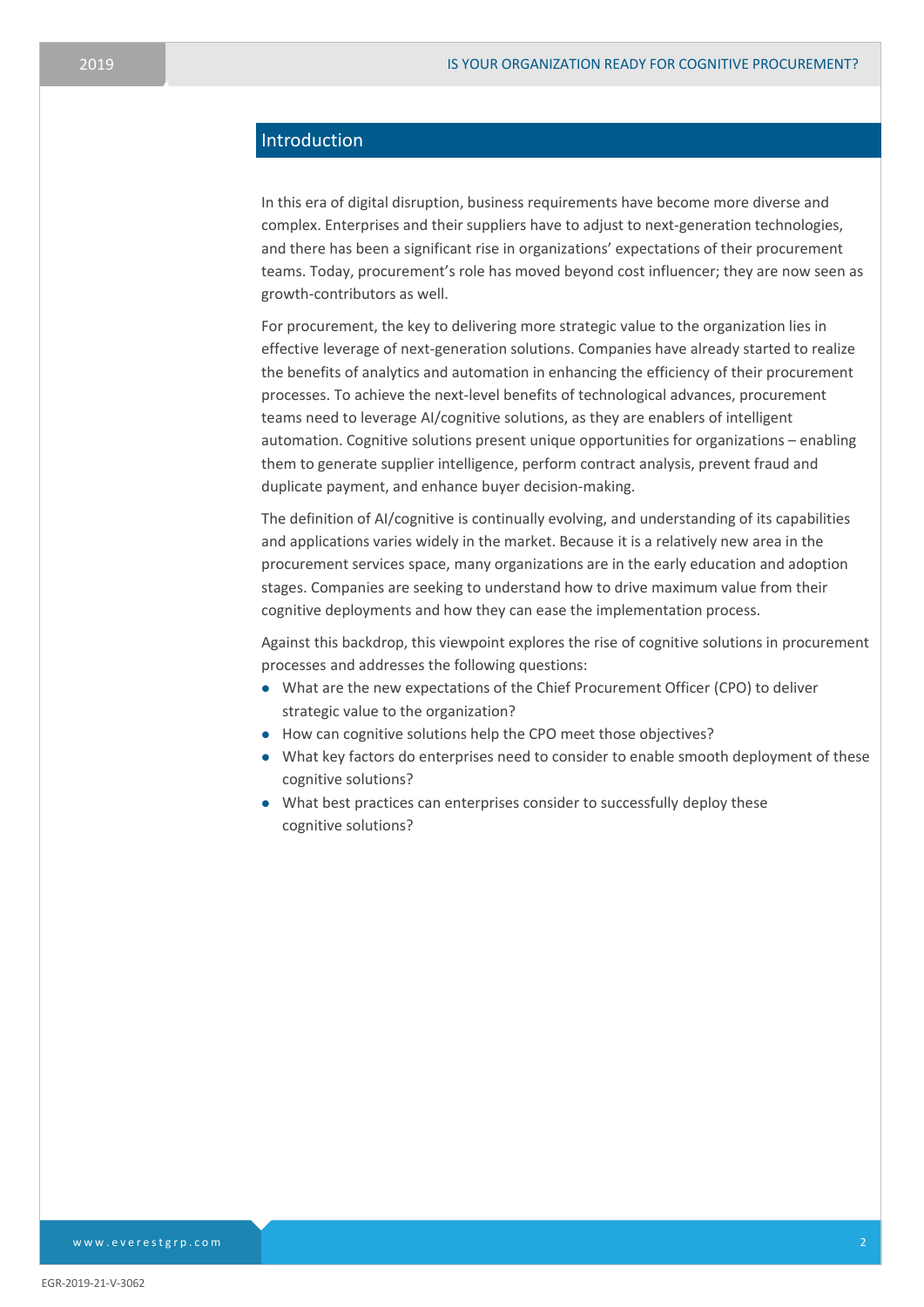## Introduction

In this era of digital disruption, business requirements have become more diverse and complex. Enterprises and their suppliers have to adjust to next-generation technologies, and there has been a significant rise in organizations' expectations of their procurement teams. Today, procurement's role has moved beyond cost influencer; they are now seen as growth-contributors as well.

For procurement, the key to delivering more strategic value to the organization lies in effective leverage of next-generation solutions. Companies have already started to realize the benefits of analytics and automation in enhancing the efficiency of their procurement processes. To achieve the next-level benefits of technological advances, procurement teams need to leverage AI/cognitive solutions, as they are enablers of intelligent automation. Cognitive solutions present unique opportunities for organizations – enabling them to generate supplier intelligence, perform contract analysis, prevent fraud and duplicate payment, and enhance buyer decision-making.

The definition of AI/cognitive is continually evolving, and understanding of its capabilities and applications varies widely in the market. Because it is a relatively new area in the procurement services space, many organizations are in the early education and adoption stages. Companies are seeking to understand how to drive maximum value from their cognitive deployments and how they can ease the implementation process.

Against this backdrop, this viewpoint explores the rise of cognitive solutions in procurement processes and addresses the following questions:

- What are the new expectations of the Chief Procurement Officer (CPO) to deliver strategic value to the organization?
- How can cognitive solutions help the CPO meet those objectives?
- What key factors do enterprises need to consider to enable smooth deployment of these cognitive solutions?
- What best practices can enterprises consider to successfully deploy these cognitive solutions?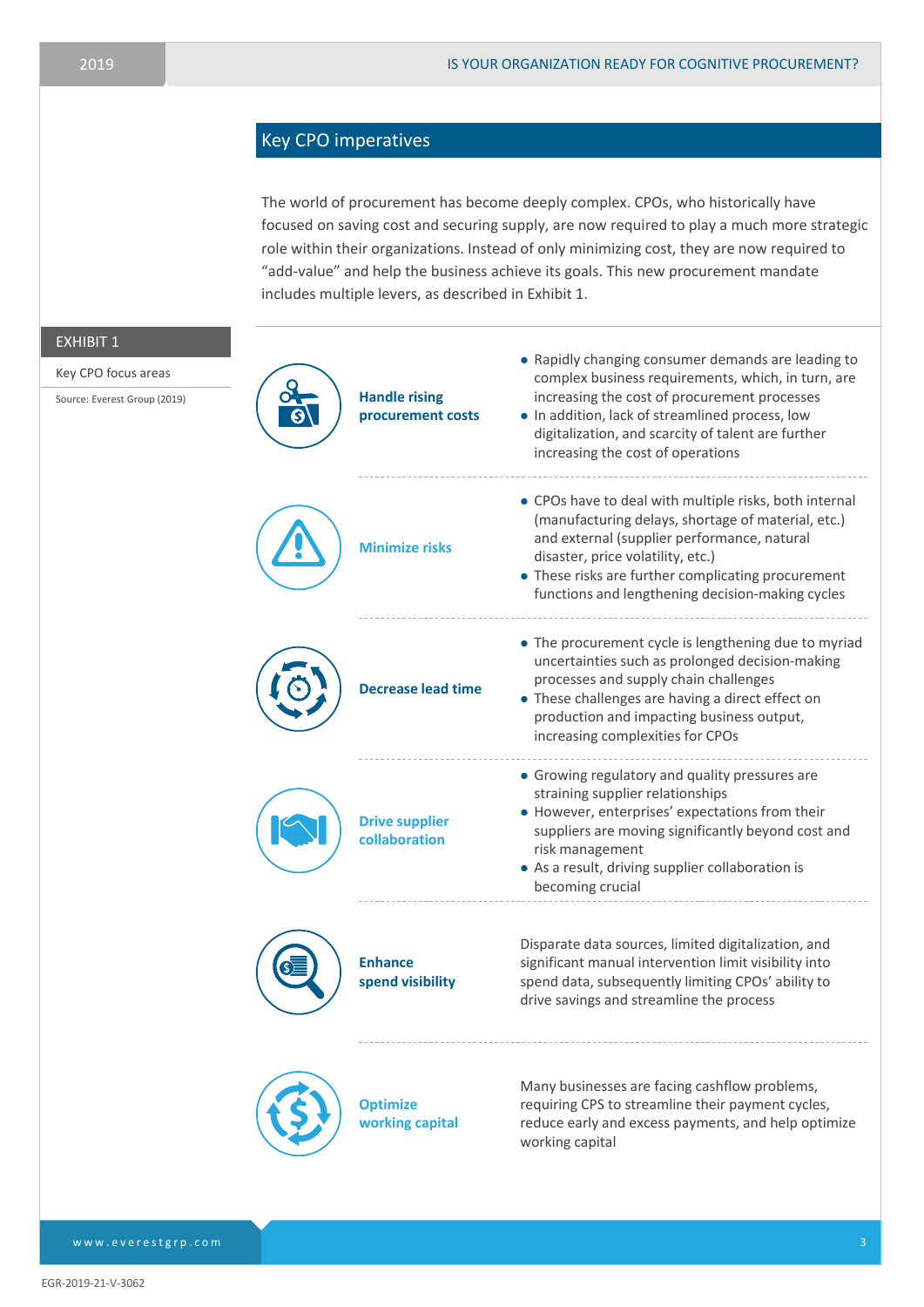## Key CPO imperatives

The world of procurement has become deeply complex. CPOs, who historically have focused on saving cost and securing supply, are now required to play a much more strategic role within their organizations. Instead of only minimizing cost, they are now required to "add-value" and help the business achieve its goals. This new procurement mandate includes multiple levers, as described in Exhibit 1.

**EXHIBIT 1**

Key CPO focus areas

Source: Everest Group (2019)

### Handle rising procurement costs

- Rapidly changing consumer demands are leading to complex business requirements, which, in turn, are increasing the cost of procurement processes
- In addition, lack of streamlined process, low digitalization, and scarcity of talent are further increasing the cost of operations

### Minimize risks

- CPOs have to deal with multiple risks, both internal (manufacturing delays, shortage of material, etc.) and external (supplier performance, natural disaster, price volatility, etc.)
- These risks are further complicating procurement functions and lengthening decision-making cycles

### Decrease lead time

- The procurement cycle is lengthening due to myriad uncertainties such as prolonged decision-making processes and supply chain challenges
- These challenges are having a direct effect on production and impacting business output, increasing complexities for CPOs

### Drive supplier collaboration

- Growing regulatory and quality pressures are straining supplier relationships
- However, enterprises' expectations from their suppliers are moving significantly beyond cost and risk management
- As a result, driving supplier collaboration is becoming crucial

### Enhance spend visibility

Disparate data sources, limited digitalization, and significant manual intervention limit visibility into spend data, subsequently limiting CPOs' ability to drive savings and streamline the process

### Optimize working capital

Many businesses are facing cashflow problems, requiring CPS to streamline their payment cycles, reduce early and excess payments, and help optimize working capital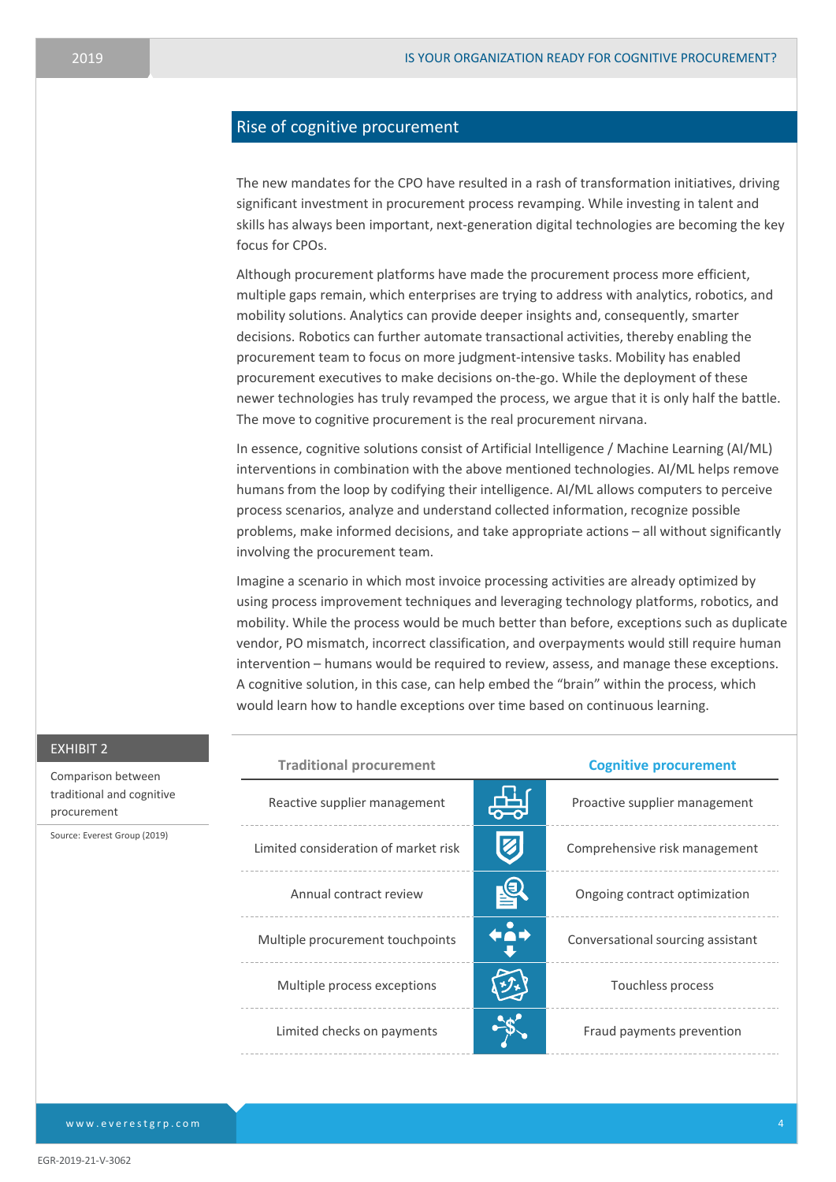## Rise of cognitive procurement

The new mandates for the CPO have resulted in a rash of transformation initiatives, driving significant investment in procurement process revamping. While investing in talent and skills has always been important, next-generation digital technologies are becoming the key focus for CPOs.

Although procurement platforms have made the procurement process more efficient, multiple gaps remain, which enterprises are trying to address with analytics, robotics, and mobility solutions. Analytics can provide deeper insights and, consequently, smarter decisions. Robotics can further automate transactional activities, thereby enabling the procurement team to focus on more judgment-intensive tasks. Mobility has enabled procurement executives to make decisions on-the-go. While the deployment of these newer technologies has truly revamped the process, we argue that it is only half the battle. The move to cognitive procurement is the real procurement nirvana.

In essence, cognitive solutions consist of Artificial Intelligence / Machine Learning (AI/ML) interventions in combination with the above mentioned technologies. AI/ML helps remove humans from the loop by codifying their intelligence. AI/ML allows computers to perceive process scenarios, analyze and understand collected information, recognize possible problems, make informed decisions, and take appropriate actions – all without significantly involving the procurement team.

Imagine a scenario in which most invoice processing activities are already optimized by using process improvement techniques and leveraging technology platforms, robotics, and mobility. While the process would be much better than before, exceptions such as duplicate vendor, PO mismatch, incorrect classification, and overpayments would still require human intervention – humans would be required to review, assess, and manage these exceptions. A cognitive solution, in this case, can help embed the "brain" within the process, which would learn how to handle exceptions over time based on continuous learning.

**EXHIBIT 2**

Comparison between traditional and cognitive procurement

Source: Everest Group (2019)

| Traditional procurement | Cognitive procurement |
|---|---|
| Reactive supplier management | Proactive supplier management |
| Limited consideration of market risk | Comprehensive risk management |
| Annual contract review | Ongoing contract optimization |
| Multiple procurement touchpoints | Conversational sourcing assistant |
| Multiple process exceptions | Touchless process |
| Limited checks on payments | Fraud payments prevention |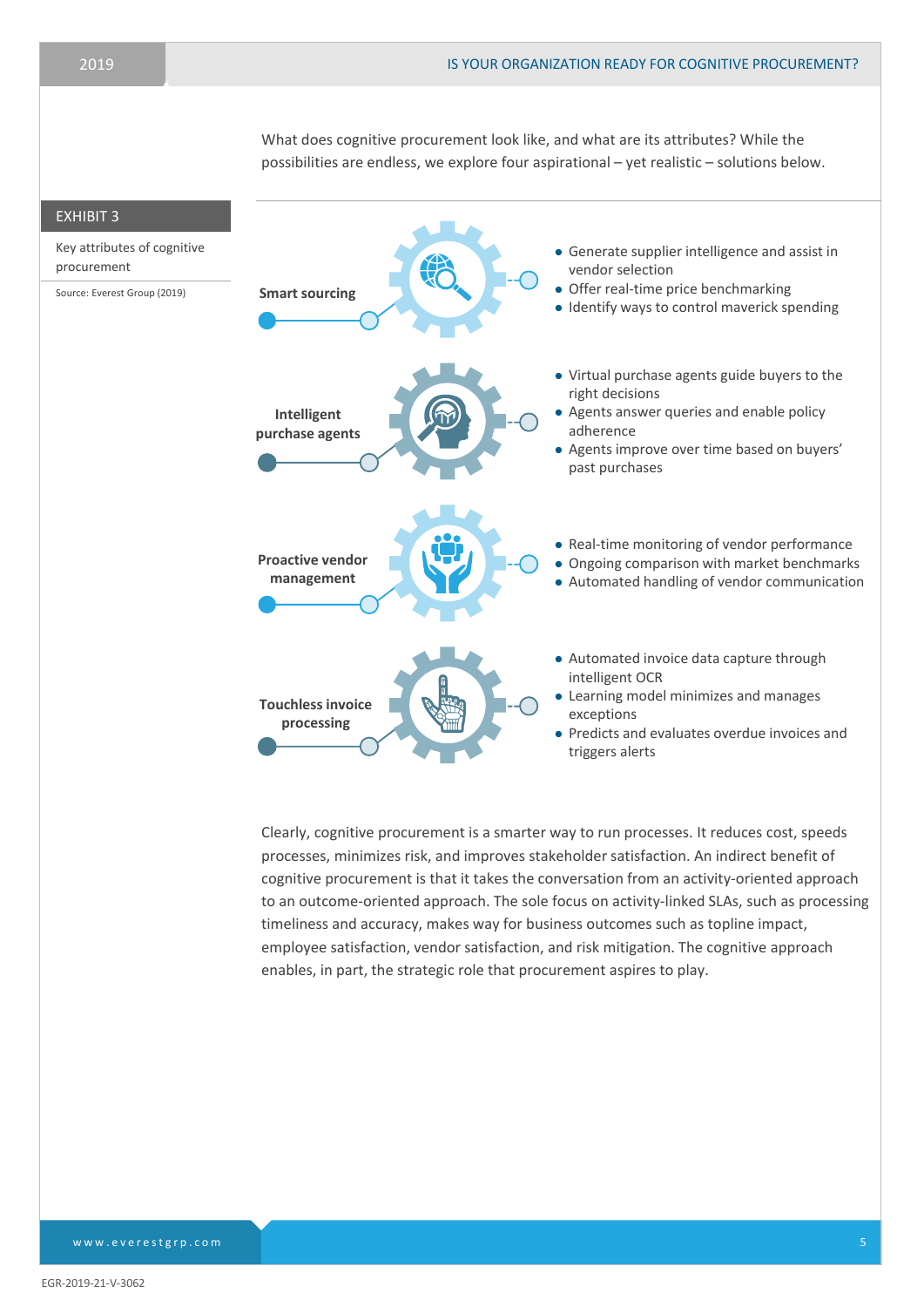What does cognitive procurement look like, and what are its attributes? While the possibilities are endless, we explore four aspirational – yet realistic – solutions below.

**EXHIBIT 3**

Key attributes of cognitive procurement

Source: Everest Group (2019)

**Smart sourcing**

- Generate supplier intelligence and assist in vendor selection
- Offer real-time price benchmarking
- Identify ways to control maverick spending

**Intelligent purchase agents**

- Virtual purchase agents guide buyers to the right decisions
- Agents answer queries and enable policy adherence
- Agents improve over time based on buyers' past purchases

**Proactive vendor management**

- Real-time monitoring of vendor performance
- Ongoing comparison with market benchmarks
- Automated handling of vendor communication

**Touchless invoice processing**

- Automated invoice data capture through intelligent OCR
- Learning model minimizes and manages exceptions
- Predicts and evaluates overdue invoices and triggers alerts

Clearly, cognitive procurement is a smarter way to run processes. It reduces cost, speeds processes, minimizes risk, and improves stakeholder satisfaction. An indirect benefit of cognitive procurement is that it takes the conversation from an activity-oriented approach to an outcome-oriented approach. The sole focus on activity-linked SLAs, such as processing timeliness and accuracy, makes way for business outcomes such as topline impact, employee satisfaction, vendor satisfaction, and risk mitigation. The cognitive approach enables, in part, the strategic role that procurement aspires to play.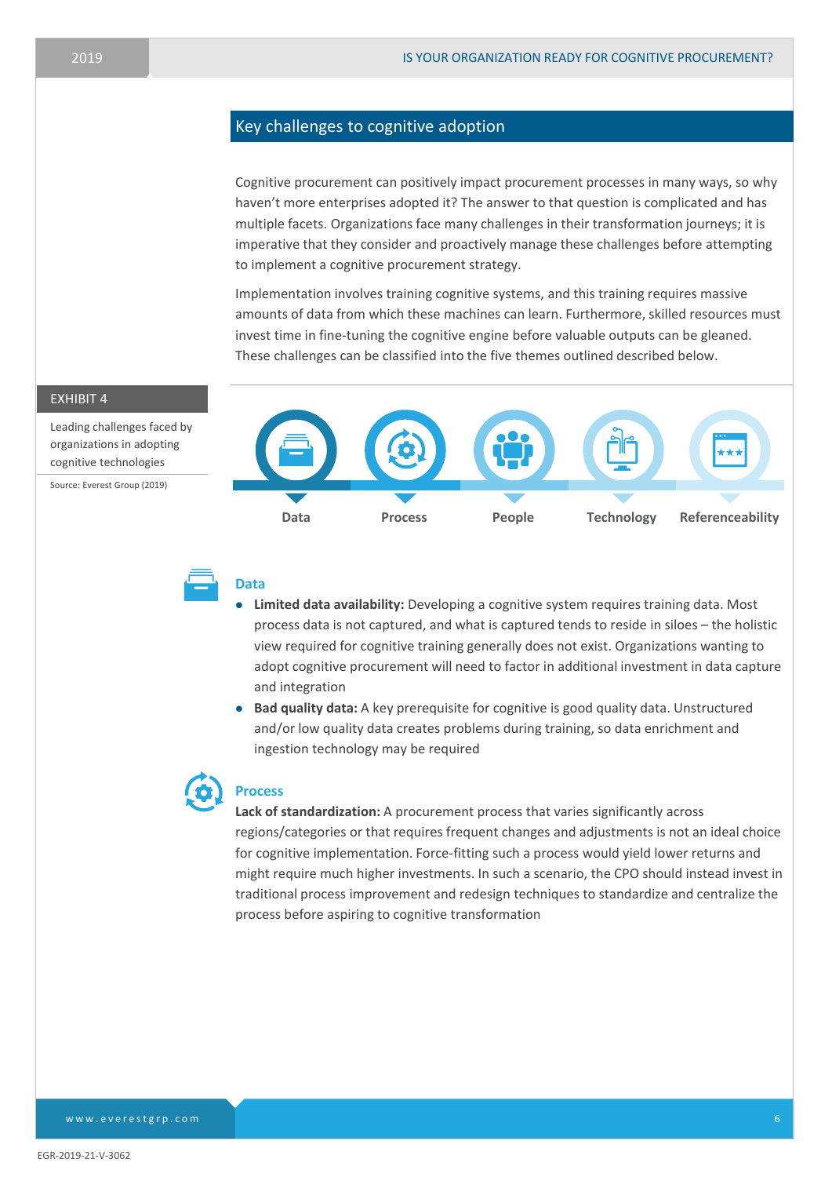## Key challenges to cognitive adoption

Cognitive procurement can positively impact procurement processes in many ways, so why haven't more enterprises adopted it? The answer to that question is complicated and has multiple facets. Organizations face many challenges in their transformation journeys; it is imperative that they consider and proactively manage these challenges before attempting to implement a cognitive procurement strategy.

Implementation involves training cognitive systems, and this training requires massive amounts of data from which these machines can learn. Furthermore, skilled resources must invest time in fine-tuning the cognitive engine before valuable outputs can be gleaned. These challenges can be classified into the five themes outlined described below.

**EXHIBIT 4**

Leading challenges faced by organizations in adopting cognitive technologies

Source: Everest Group (2019)

Data | Process | People | Technology | Referenceability

### Data

- **Limited data availability:** Developing a cognitive system requires training data. Most process data is not captured, and what is captured tends to reside in siloes – the holistic view required for cognitive training generally does not exist. Organizations wanting to adopt cognitive procurement will need to factor in additional investment in data capture and integration
- **Bad quality data:** A key prerequisite for cognitive is good quality data. Unstructured and/or low quality data creates problems during training, so data enrichment and ingestion technology may be required

### Process

**Lack of standardization:** A procurement process that varies significantly across regions/categories or that requires frequent changes and adjustments is not an ideal choice for cognitive implementation. Force-fitting such a process would yield lower returns and might require much higher investments. In such a scenario, the CPO should instead invest in traditional process improvement and redesign techniques to standardize and centralize the process before aspiring to cognitive transformation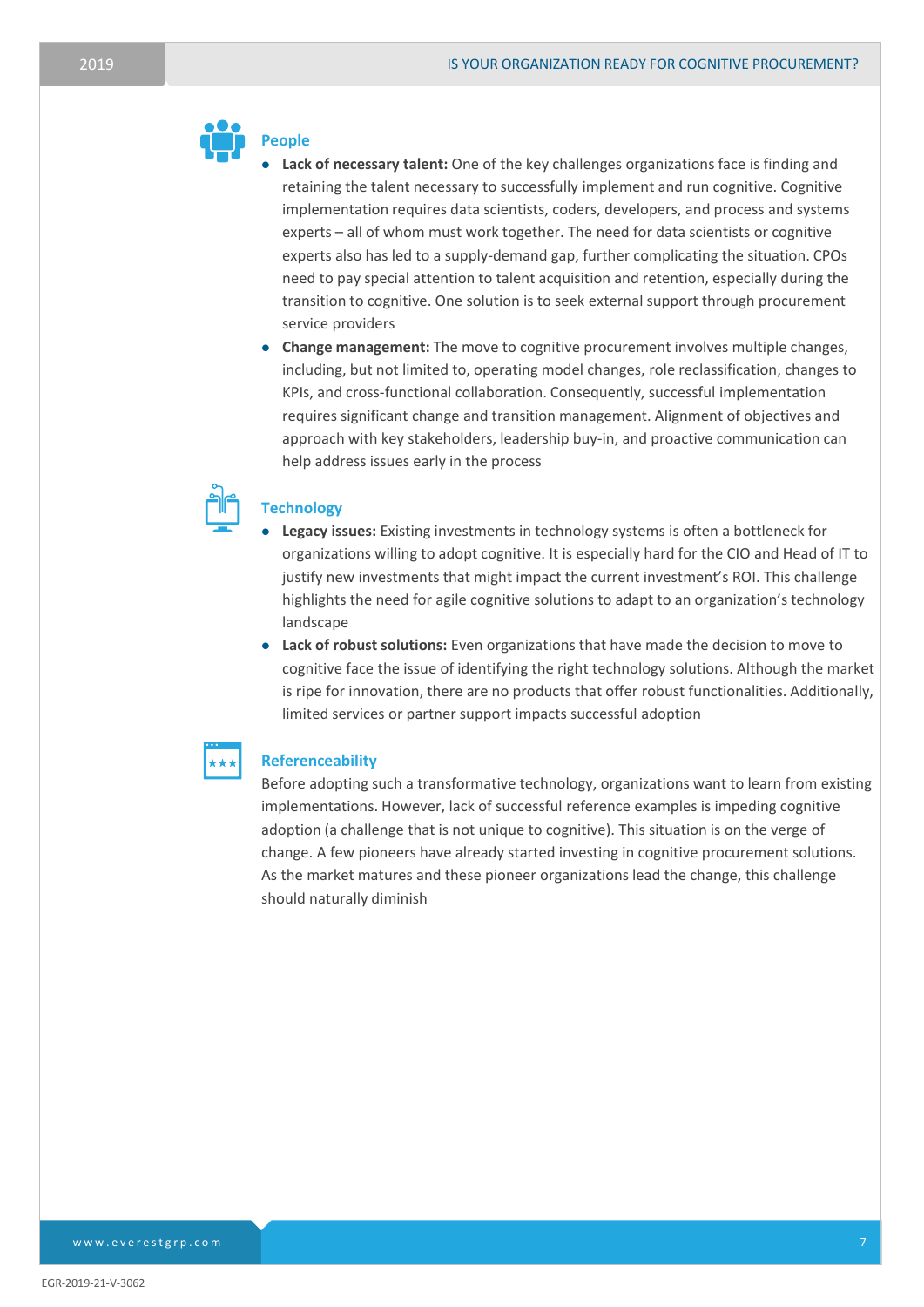### People

- **Lack of necessary talent:** One of the key challenges organizations face is finding and retaining the talent necessary to successfully implement and run cognitive. Cognitive implementation requires data scientists, coders, developers, and process and systems experts – all of whom must work together. The need for data scientists or cognitive experts also has led to a supply-demand gap, further complicating the situation. CPOs need to pay special attention to talent acquisition and retention, especially during the transition to cognitive. One solution is to seek external support through procurement service providers
- **Change management:** The move to cognitive procurement involves multiple changes, including, but not limited to, operating model changes, role reclassification, changes to KPIs, and cross-functional collaboration. Consequently, successful implementation requires significant change and transition management. Alignment of objectives and approach with key stakeholders, leadership buy-in, and proactive communication can help address issues early in the process

### Technology

- **Legacy issues:** Existing investments in technology systems is often a bottleneck for organizations willing to adopt cognitive. It is especially hard for the CIO and Head of IT to justify new investments that might impact the current investment's ROI. This challenge highlights the need for agile cognitive solutions to adapt to an organization's technology landscape
- **Lack of robust solutions:** Even organizations that have made the decision to move to cognitive face the issue of identifying the right technology solutions. Although the market is ripe for innovation, there are no products that offer robust functionalities. Additionally, limited services or partner support impacts successful adoption

### Referenceability

Before adopting such a transformative technology, organizations want to learn from existing implementations. However, lack of successful reference examples is impeding cognitive adoption (a challenge that is not unique to cognitive). This situation is on the verge of change. A few pioneers have already started investing in cognitive procurement solutions. As the market matures and these pioneer organizations lead the change, this challenge should naturally diminish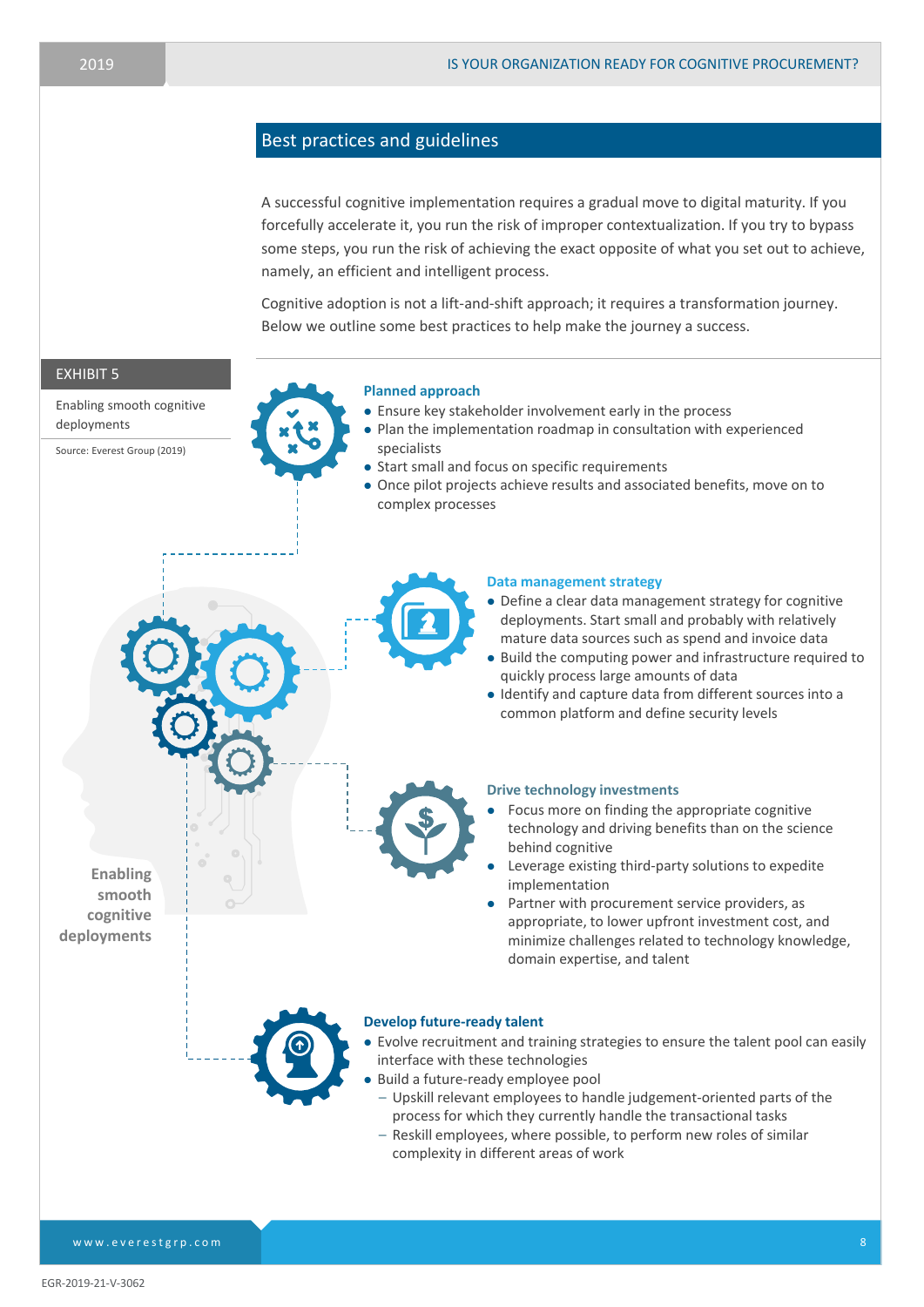## Best practices and guidelines

A successful cognitive implementation requires a gradual move to digital maturity. If you forcefully accelerate it, you run the risk of improper contextualization. If you try to bypass some steps, you run the risk of achieving the exact opposite of what you set out to achieve, namely, an efficient and intelligent process.

Cognitive adoption is not a lift-and-shift approach; it requires a transformation journey. Below we outline some best practices to help make the journey a success.

**EXHIBIT 5**

Enabling smooth cognitive deployments

Source: Everest Group (2019)

**Enabling smooth cognitive deployments**

### Planned approach

- Ensure key stakeholder involvement early in the process
- Plan the implementation roadmap in consultation with experienced specialists
- Start small and focus on specific requirements
- Once pilot projects achieve results and associated benefits, move on to complex processes

### Data management strategy

- Define a clear data management strategy for cognitive deployments. Start small and probably with relatively mature data sources such as spend and invoice data
- Build the computing power and infrastructure required to quickly process large amounts of data
- Identify and capture data from different sources into a common platform and define security levels

### Drive technology investments

- Focus more on finding the appropriate cognitive technology and driving benefits than on the science behind cognitive
- Leverage existing third-party solutions to expedite implementation
- Partner with procurement service providers, as appropriate, to lower upfront investment cost, and minimize challenges related to technology knowledge, domain expertise, and talent

### Develop future-ready talent

- Evolve recruitment and training strategies to ensure the talent pool can easily interface with these technologies
- Build a future-ready employee pool
  - Upskill relevant employees to handle judgement-oriented parts of the process for which they currently handle the transactional tasks
  - Reskill employees, where possible, to perform new roles of similar complexity in different areas of work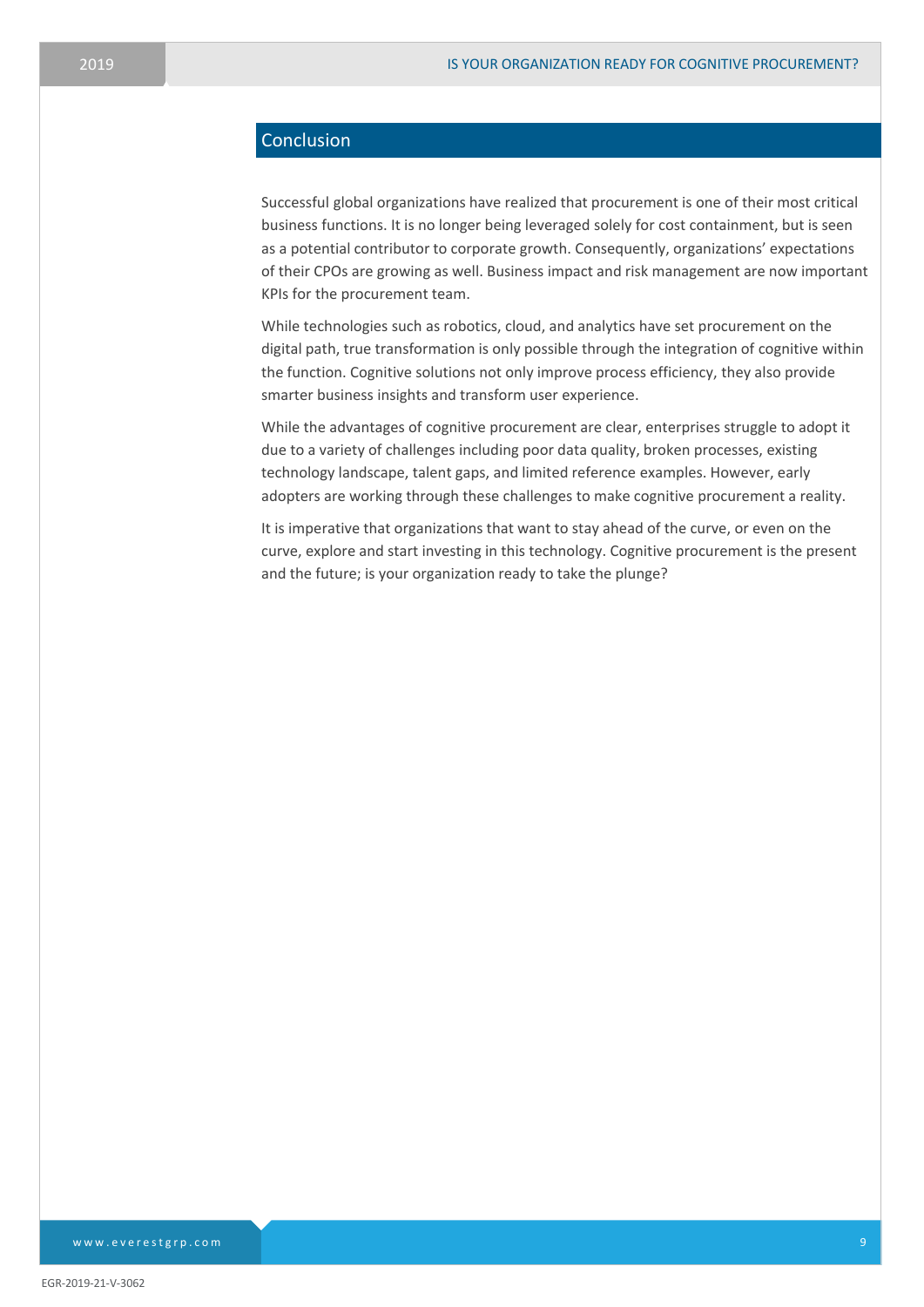## Conclusion

Successful global organizations have realized that procurement is one of their most critical business functions. It is no longer being leveraged solely for cost containment, but is seen as a potential contributor to corporate growth. Consequently, organizations' expectations of their CPOs are growing as well. Business impact and risk management are now important KPIs for the procurement team.

While technologies such as robotics, cloud, and analytics have set procurement on the digital path, true transformation is only possible through the integration of cognitive within the function. Cognitive solutions not only improve process efficiency, they also provide smarter business insights and transform user experience.

While the advantages of cognitive procurement are clear, enterprises struggle to adopt it due to a variety of challenges including poor data quality, broken processes, existing technology landscape, talent gaps, and limited reference examples. However, early adopters are working through these challenges to make cognitive procurement a reality.

It is imperative that organizations that want to stay ahead of the curve, or even on the curve, explore and start investing in this technology. Cognitive procurement is the present and the future; is your organization ready to take the plunge?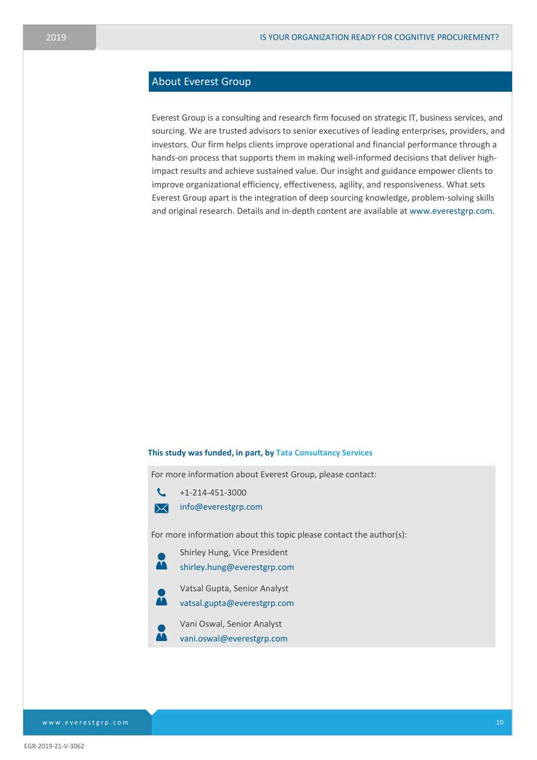## About Everest Group

Everest Group is a consulting and research firm focused on strategic IT, business services, and sourcing. We are trusted advisors to senior executives of leading enterprises, providers, and investors. Our firm helps clients improve operational and financial performance through a hands-on process that supports them in making well-informed decisions that deliver high-impact results and achieve sustained value. Our insight and guidance empower clients to improve organizational efficiency, effectiveness, agility, and responsiveness. What sets Everest Group apart is the integration of deep sourcing knowledge, problem-solving skills and original research. Details and in-depth content are available at www.everestgrp.com.

**This study was funded, in part, by Tata Consultancy Services**

For more information about Everest Group, please contact:

+1-214-451-3000

info@everestgrp.com

For more information about this topic please contact the author(s):

Shirley Hung, Vice President
shirley.hung@everestgrp.com

Vatsal Gupta, Senior Analyst
vatsal.gupta@everestgrp.com

Vani Oswal, Senior Analyst
vani.oswal@everestgrp.com

EGR-2019-21-V-3062